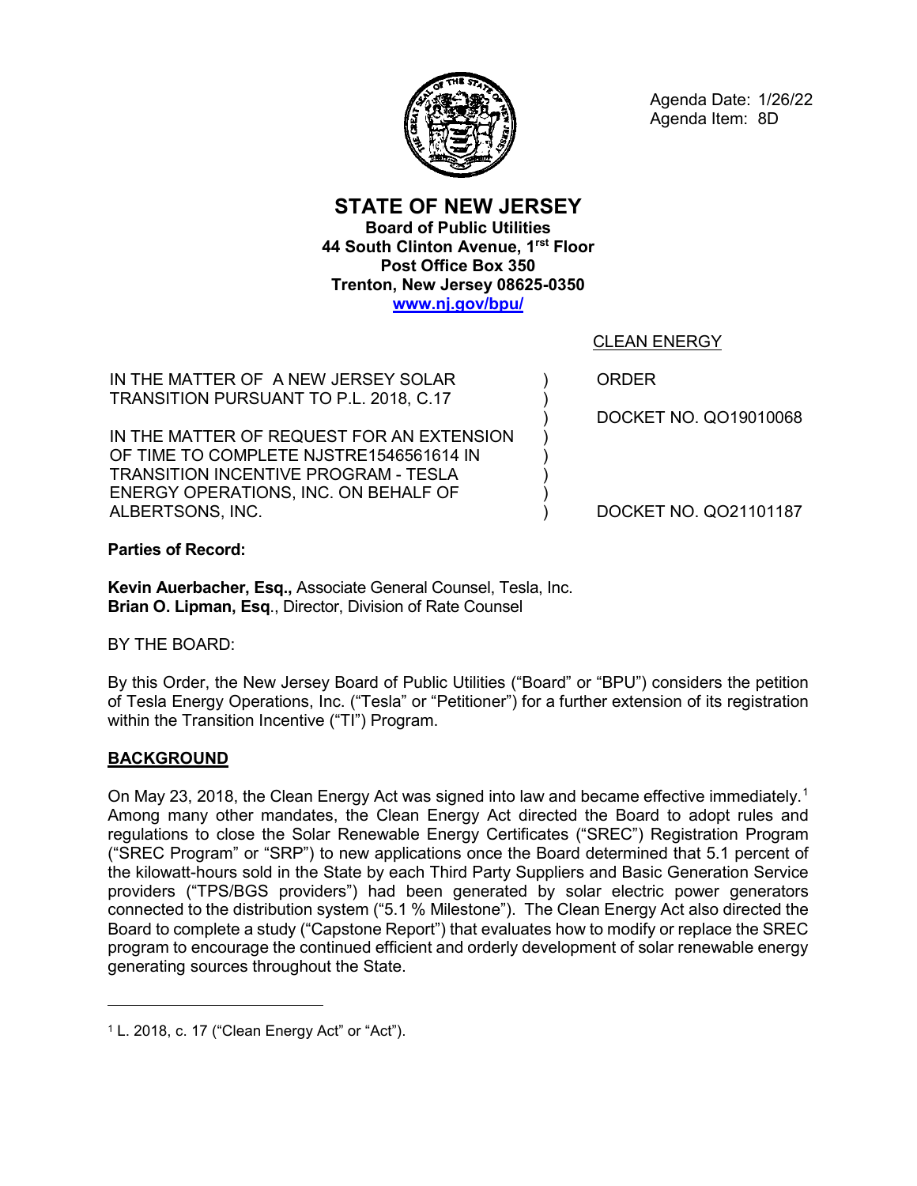Agenda Date: 1/26/22
Agenda Item: 8D

# STATE OF NEW JERSEY

**Board of Public Utilities**
**44 South Clinton Avenue, 1rst Floor**
**Post Office Box 350**
**Trenton, New Jersey 08625-0350**
**www.nj.gov/bpu/**

CLEAN ENERGY

| | | |
|---|---|---|
| IN THE MATTER OF A NEW JERSEY SOLAR TRANSITION PURSUANT TO P.L. 2018, C.17 | ) | ORDER |
| | ) | DOCKET NO. QO19010068 |
| IN THE MATTER OF REQUEST FOR AN EXTENSION OF TIME TO COMPLETE NJSTRE1546561614 IN TRANSITION INCENTIVE PROGRAM - TESLA ENERGY OPERATIONS, INC. ON BEHALF OF ALBERTSONS, INC. | ) | DOCKET NO. QO21101187 |

**Parties of Record:**

**Kevin Auerbacher, Esq.,** Associate General Counsel, Tesla, Inc.
**Brian O. Lipman, Esq**., Director, Division of Rate Counsel

BY THE BOARD:

By this Order, the New Jersey Board of Public Utilities ("Board" or "BPU") considers the petition of Tesla Energy Operations, Inc. ("Tesla" or "Petitioner") for a further extension of its registration within the Transition Incentive ("TI") Program.

## BACKGROUND

On May 23, 2018, the Clean Energy Act was signed into law and became effective immediately.[1] Among many other mandates, the Clean Energy Act directed the Board to adopt rules and regulations to close the Solar Renewable Energy Certificates ("SREC") Registration Program ("SREC Program" or "SRP") to new applications once the Board determined that 5.1 percent of the kilowatt-hours sold in the State by each Third Party Suppliers and Basic Generation Service providers ("TPS/BGS providers") had been generated by solar electric power generators connected to the distribution system ("5.1 % Milestone"). The Clean Energy Act also directed the Board to complete a study ("Capstone Report") that evaluates how to modify or replace the SREC program to encourage the continued efficient and orderly development of solar renewable energy generating sources throughout the State.

[1] L. 2018, c. 17 ("Clean Energy Act" or "Act").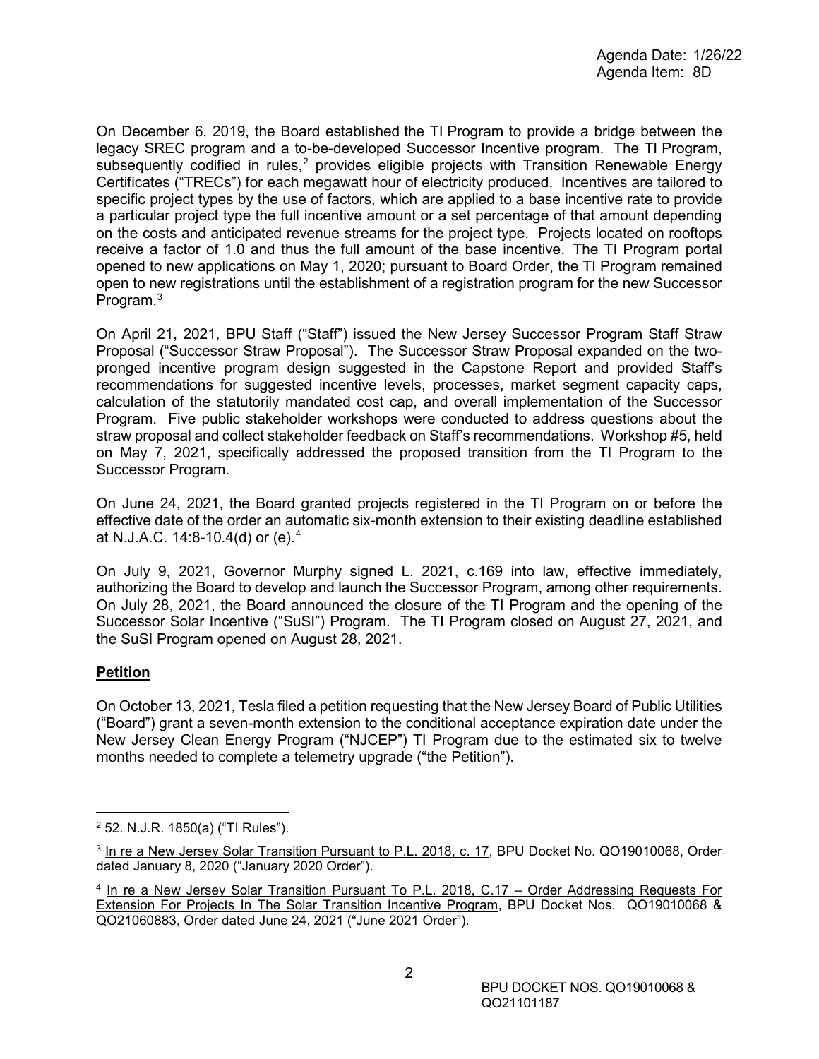On December 6, 2019, the Board established the TI Program to provide a bridge between the legacy SREC program and a to-be-developed Successor Incentive program. The TI Program, subsequently codified in rules,[2] provides eligible projects with Transition Renewable Energy Certificates ("TRECs") for each megawatt hour of electricity produced. Incentives are tailored to specific project types by the use of factors, which are applied to a base incentive rate to provide a particular project type the full incentive amount or a set percentage of that amount depending on the costs and anticipated revenue streams for the project type. Projects located on rooftops receive a factor of 1.0 and thus the full amount of the base incentive. The TI Program portal opened to new applications on May 1, 2020; pursuant to Board Order, the TI Program remained open to new registrations until the establishment of a registration program for the new Successor Program.[3]

On April 21, 2021, BPU Staff ("Staff") issued the New Jersey Successor Program Staff Straw Proposal ("Successor Straw Proposal"). The Successor Straw Proposal expanded on the two-pronged incentive program design suggested in the Capstone Report and provided Staff's recommendations for suggested incentive levels, processes, market segment capacity caps, calculation of the statutorily mandated cost cap, and overall implementation of the Successor Program. Five public stakeholder workshops were conducted to address questions about the straw proposal and collect stakeholder feedback on Staff's recommendations. Workshop #5, held on May 7, 2021, specifically addressed the proposed transition from the TI Program to the Successor Program.

On June 24, 2021, the Board granted projects registered in the TI Program on or before the effective date of the order an automatic six-month extension to their existing deadline established at N.J.A.C. 14:8-10.4(d) or (e).[4]

On July 9, 2021, Governor Murphy signed L. 2021, c.169 into law, effective immediately, authorizing the Board to develop and launch the Successor Program, among other requirements. On July 28, 2021, the Board announced the closure of the TI Program and the opening of the Successor Solar Incentive ("SuSI") Program. The TI Program closed on August 27, 2021, and the SuSI Program opened on August 28, 2021.

## Petition

On October 13, 2021, Tesla filed a petition requesting that the New Jersey Board of Public Utilities ("Board") grant a seven-month extension to the conditional acceptance expiration date under the New Jersey Clean Energy Program ("NJCEP") TI Program due to the estimated six to twelve months needed to complete a telemetry upgrade ("the Petition").

---

[2] 52. N.J.R. 1850(a) ("TI Rules").

[3] In re a New Jersey Solar Transition Pursuant to P.L. 2018, c. 17, BPU Docket No. QO19010068, Order dated January 8, 2020 ("January 2020 Order").

[4] In re a New Jersey Solar Transition Pursuant To P.L. 2018, C.17 – Order Addressing Requests For Extension For Projects In The Solar Transition Incentive Program, BPU Docket Nos. QO19010068 & QO21060883, Order dated June 24, 2021 ("June 2021 Order").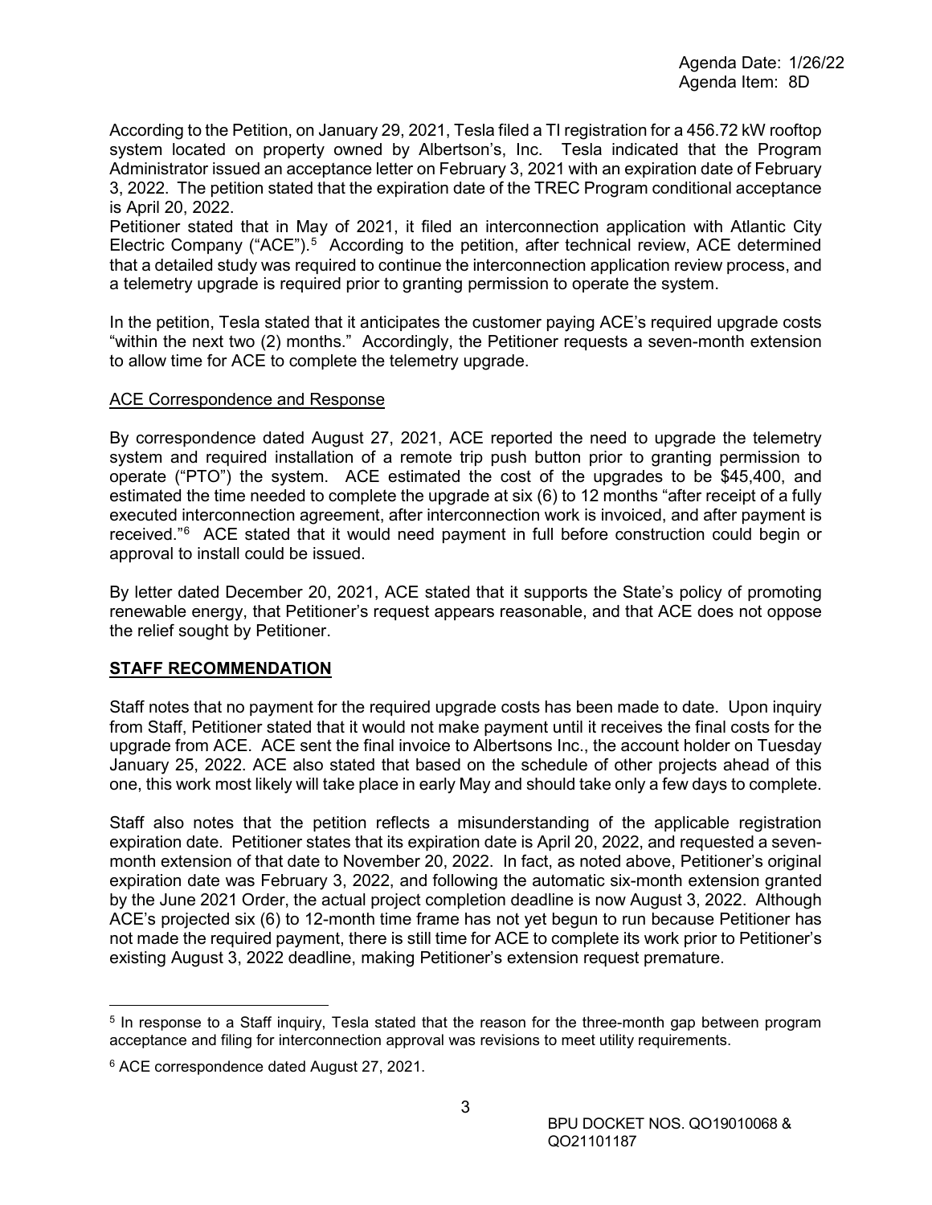According to the Petition, on January 29, 2021, Tesla filed a TI registration for a 456.72 kW rooftop system located on property owned by Albertson's, Inc. Tesla indicated that the Program Administrator issued an acceptance letter on February 3, 2021 with an expiration date of February 3, 2022. The petition stated that the expiration date of the TREC Program conditional acceptance is April 20, 2022.

Petitioner stated that in May of 2021, it filed an interconnection application with Atlantic City Electric Company ("ACE").[5] According to the petition, after technical review, ACE determined that a detailed study was required to continue the interconnection application review process, and a telemetry upgrade is required prior to granting permission to operate the system.

In the petition, Tesla stated that it anticipates the customer paying ACE's required upgrade costs "within the next two (2) months." Accordingly, the Petitioner requests a seven-month extension to allow time for ACE to complete the telemetry upgrade.

ACE Correspondence and Response

By correspondence dated August 27, 2021, ACE reported the need to upgrade the telemetry system and required installation of a remote trip push button prior to granting permission to operate ("PTO") the system. ACE estimated the cost of the upgrades to be $45,400, and estimated the time needed to complete the upgrade at six (6) to 12 months "after receipt of a fully executed interconnection agreement, after interconnection work is invoiced, and after payment is received."[6] ACE stated that it would need payment in full before construction could begin or approval to install could be issued.

By letter dated December 20, 2021, ACE stated that it supports the State's policy of promoting renewable energy, that Petitioner's request appears reasonable, and that ACE does not oppose the relief sought by Petitioner.

## STAFF RECOMMENDATION

Staff notes that no payment for the required upgrade costs has been made to date. Upon inquiry from Staff, Petitioner stated that it would not make payment until it receives the final costs for the upgrade from ACE. ACE sent the final invoice to Albertsons Inc., the account holder on Tuesday January 25, 2022. ACE also stated that based on the schedule of other projects ahead of this one, this work most likely will take place in early May and should take only a few days to complete.

Staff also notes that the petition reflects a misunderstanding of the applicable registration expiration date. Petitioner states that its expiration date is April 20, 2022, and requested a seven-month extension of that date to November 20, 2022. In fact, as noted above, Petitioner's original expiration date was February 3, 2022, and following the automatic six-month extension granted by the June 2021 Order, the actual project completion deadline is now August 3, 2022. Although ACE's projected six (6) to 12-month time frame has not yet begun to run because Petitioner has not made the required payment, there is still time for ACE to complete its work prior to Petitioner's existing August 3, 2022 deadline, making Petitioner's extension request premature.

---

[5] In response to a Staff inquiry, Tesla stated that the reason for the three-month gap between program acceptance and filing for interconnection approval was revisions to meet utility requirements.

[6] ACE correspondence dated August 27, 2021.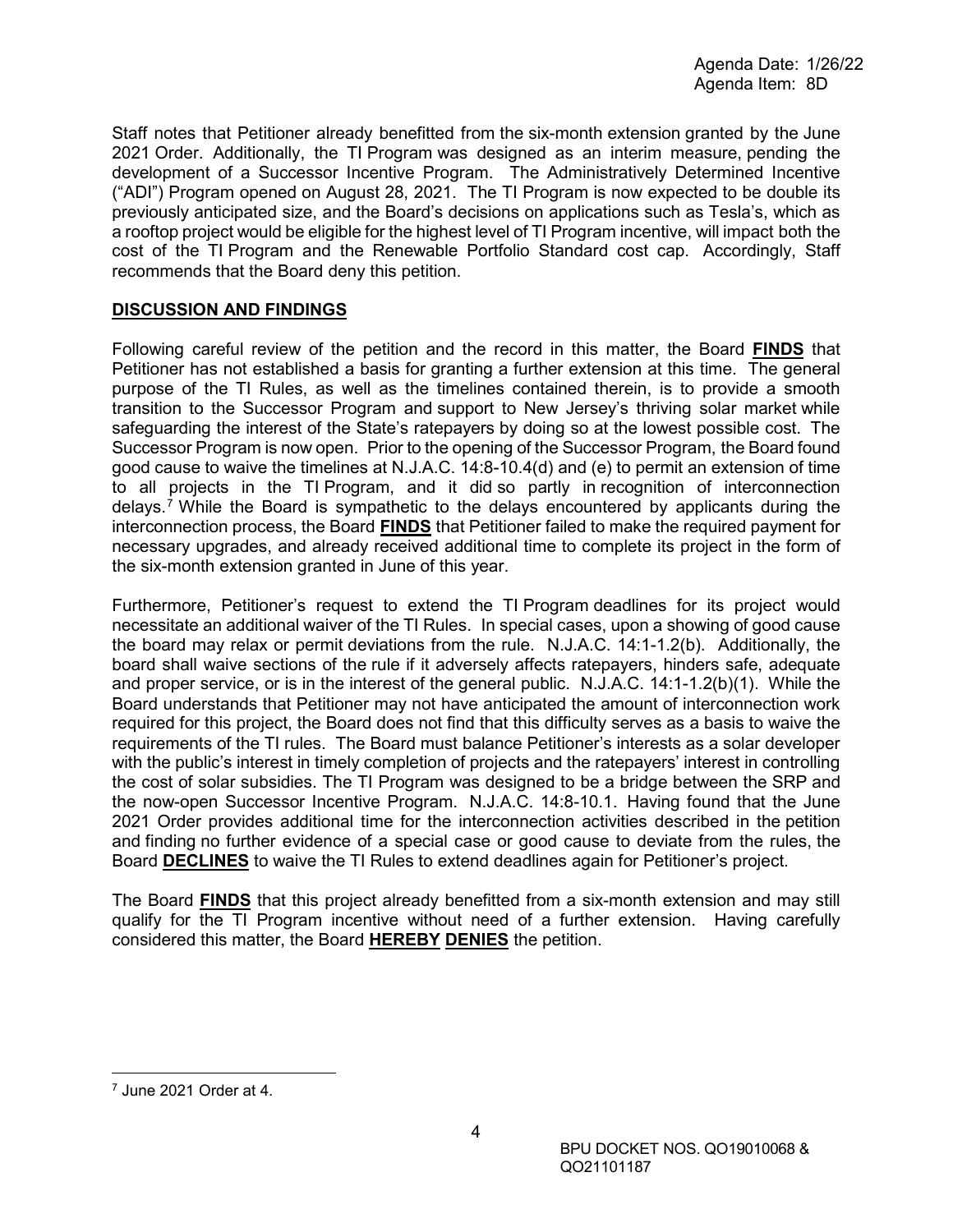Staff notes that Petitioner already benefitted from the six-month extension granted by the June 2021 Order. Additionally, the TI Program was designed as an interim measure, pending the development of a Successor Incentive Program. The Administratively Determined Incentive ("ADI") Program opened on August 28, 2021. The TI Program is now expected to be double its previously anticipated size, and the Board's decisions on applications such as Tesla's, which as a rooftop project would be eligible for the highest level of TI Program incentive, will impact both the cost of the TI Program and the Renewable Portfolio Standard cost cap. Accordingly, Staff recommends that the Board deny this petition.

**DISCUSSION AND FINDINGS**

Following careful review of the petition and the record in this matter, the Board **FINDS** that Petitioner has not established a basis for granting a further extension at this time. The general purpose of the TI Rules, as well as the timelines contained therein, is to provide a smooth transition to the Successor Program and support to New Jersey's thriving solar market while safeguarding the interest of the State's ratepayers by doing so at the lowest possible cost. The Successor Program is now open. Prior to the opening of the Successor Program, the Board found good cause to waive the timelines at N.J.A.C. 14:8-10.4(d) and (e) to permit an extension of time to all projects in the TI Program, and it did so partly in recognition of interconnection delays.[7] While the Board is sympathetic to the delays encountered by applicants during the interconnection process, the Board **FINDS** that Petitioner failed to make the required payment for necessary upgrades, and already received additional time to complete its project in the form of the six-month extension granted in June of this year.

Furthermore, Petitioner's request to extend the TI Program deadlines for its project would necessitate an additional waiver of the TI Rules. In special cases, upon a showing of good cause the board may relax or permit deviations from the rule. N.J.A.C. 14:1-1.2(b). Additionally, the board shall waive sections of the rule if it adversely affects ratepayers, hinders safe, adequate and proper service, or is in the interest of the general public. N.J.A.C. 14:1-1.2(b)(1). While the Board understands that Petitioner may not have anticipated the amount of interconnection work required for this project, the Board does not find that this difficulty serves as a basis to waive the requirements of the TI rules. The Board must balance Petitioner's interests as a solar developer with the public's interest in timely completion of projects and the ratepayers' interest in controlling the cost of solar subsidies. The TI Program was designed to be a bridge between the SRP and the now-open Successor Incentive Program. N.J.A.C. 14:8-10.1. Having found that the June 2021 Order provides additional time for the interconnection activities described in the petition and finding no further evidence of a special case or good cause to deviate from the rules, the Board **DECLINES** to waive the TI Rules to extend deadlines again for Petitioner's project.

The Board **FINDS** that this project already benefitted from a six-month extension and may still qualify for the TI Program incentive without need of a further extension. Having carefully considered this matter, the Board **HEREBY DENIES** the petition.

---

[7] June 2021 Order at 4.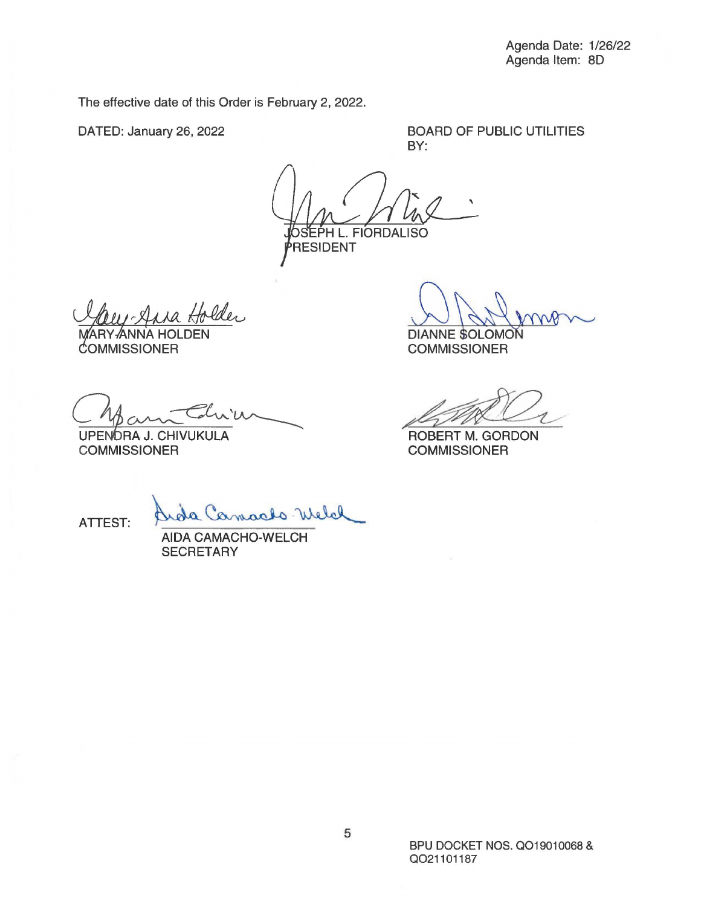Agenda Date: 1/26/22
Agenda Item: 8D

The effective date of this Order is February 2, 2022.

DATED: January 26, 2022

BOARD OF PUBLIC UTILITIES
BY:

JOSEPH L. FIORDALISO
PRESIDENT

MARY-ANNA HOLDEN
COMMISSIONER

DIANNE SOLOMON
COMMISSIONER

UPENDRA J. CHIVUKULA
COMMISSIONER

ROBERT M. GORDON
COMMISSIONER

ATTEST:

AIDA CAMACHO-WELCH
SECRETARY

BPU DOCKET NOS. QO19010068 & QO21101187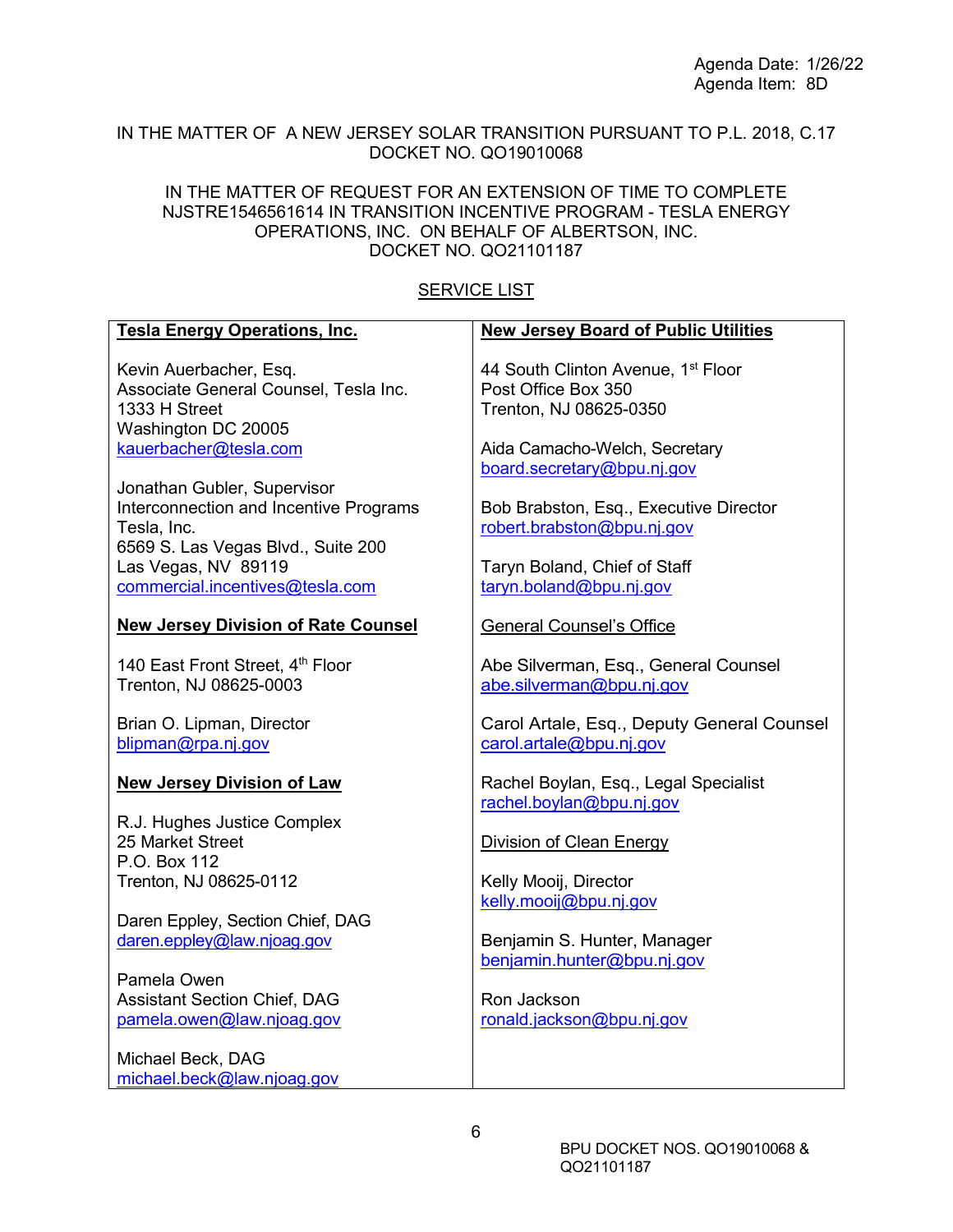Agenda Date: 1/26/22
Agenda Item: 8D

IN THE MATTER OF A NEW JERSEY SOLAR TRANSITION PURSUANT TO P.L. 2018, C.17
DOCKET NO. QO19010068

IN THE MATTER OF REQUEST FOR AN EXTENSION OF TIME TO COMPLETE NJSTRE1546561614 IN TRANSITION INCENTIVE PROGRAM - TESLA ENERGY OPERATIONS, INC. ON BEHALF OF ALBERTSON, INC.
DOCKET NO. QO21101187

SERVICE LIST

**Tesla Energy Operations, Inc.**

Kevin Auerbacher, Esq.
Associate General Counsel, Tesla Inc.
1333 H Street
Washington DC 20005
kauerbacher@tesla.com

Jonathan Gubler, Supervisor
Interconnection and Incentive Programs
Tesla, Inc.
6569 S. Las Vegas Blvd., Suite 200
Las Vegas, NV 89119
commercial.incentives@tesla.com

**New Jersey Division of Rate Counsel**

140 East Front Street, 4th Floor
Trenton, NJ 08625-0003

Brian O. Lipman, Director
blipman@rpa.nj.gov

**New Jersey Division of Law**

R.J. Hughes Justice Complex
25 Market Street
P.O. Box 112
Trenton, NJ 08625-0112

Daren Eppley, Section Chief, DAG
daren.eppley@law.njoag.gov

Pamela Owen
Assistant Section Chief, DAG
pamela.owen@law.njoag.gov

Michael Beck, DAG
michael.beck@law.njoag.gov

**New Jersey Board of Public Utilities**

44 South Clinton Avenue, 1st Floor
Post Office Box 350
Trenton, NJ 08625-0350

Aida Camacho-Welch, Secretary
board.secretary@bpu.nj.gov

Bob Brabston, Esq., Executive Director
robert.brabston@bpu.nj.gov

Taryn Boland, Chief of Staff
taryn.boland@bpu.nj.gov

General Counsel's Office

Abe Silverman, Esq., General Counsel
abe.silverman@bpu.nj.gov

Carol Artale, Esq., Deputy General Counsel
carol.artale@bpu.nj.gov

Rachel Boylan, Esq., Legal Specialist
rachel.boylan@bpu.nj.gov

Division of Clean Energy

Kelly Mooij, Director
kelly.mooij@bpu.nj.gov

Benjamin S. Hunter, Manager
benjamin.hunter@bpu.nj.gov

Ron Jackson
ronald.jackson@bpu.nj.gov

BPU DOCKET NOS. QO19010068 & QO21101187